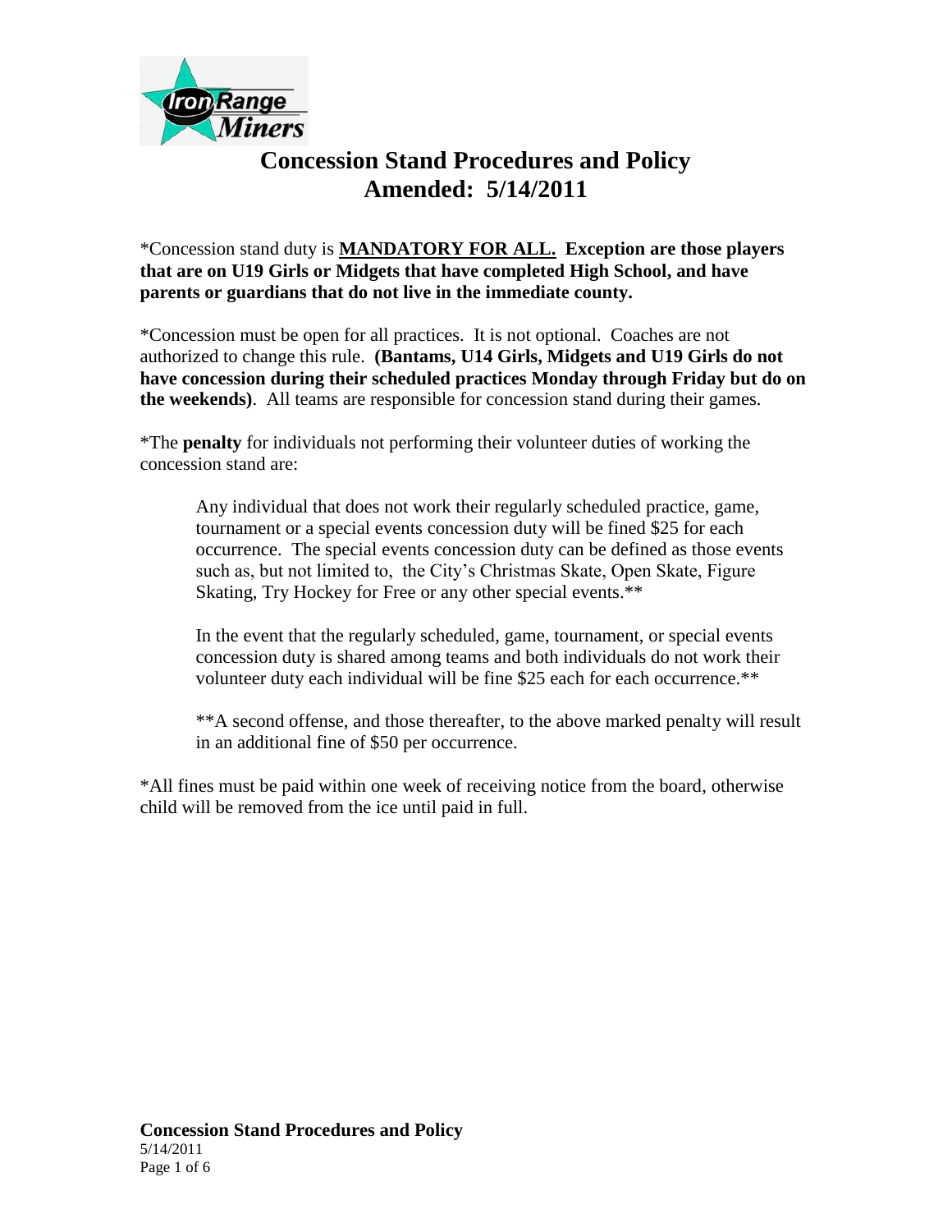# Concession Stand Procedures and Policy
## Amended: 5/14/2011

*Concession stand duty is **<u>MANDATORY FOR ALL.</u> Exception are those players that are on U19 Girls or Midgets that have completed High School, and have parents or guardians that do not live in the immediate county.**

*Concession must be open for all practices. It is not optional. Coaches are not authorized to change this rule. **(Bantams, U14 Girls, Midgets and U19 Girls do not have concession during their scheduled practices Monday through Friday but do on the weekends)**. All teams are responsible for concession stand during their games.

*The **penalty** for individuals not performing their volunteer duties of working the concession stand are:

> Any individual that does not work their regularly scheduled practice, game, tournament or a special events concession duty will be fined $25 for each occurrence. The special events concession duty can be defined as those events such as, but not limited to, the City's Christmas Skate, Open Skate, Figure Skating, Try Hockey for Free or any other special events.**
>
> In the event that the regularly scheduled, game, tournament, or special events concession duty is shared among teams and both individuals do not work their volunteer duty each individual will be fine $25 each for each occurrence.**
>
> **A second offense, and those thereafter, to the above marked penalty will result in an additional fine of $50 per occurrence.

*All fines must be paid within one week of receiving notice from the board, otherwise child will be removed from the ice until paid in full.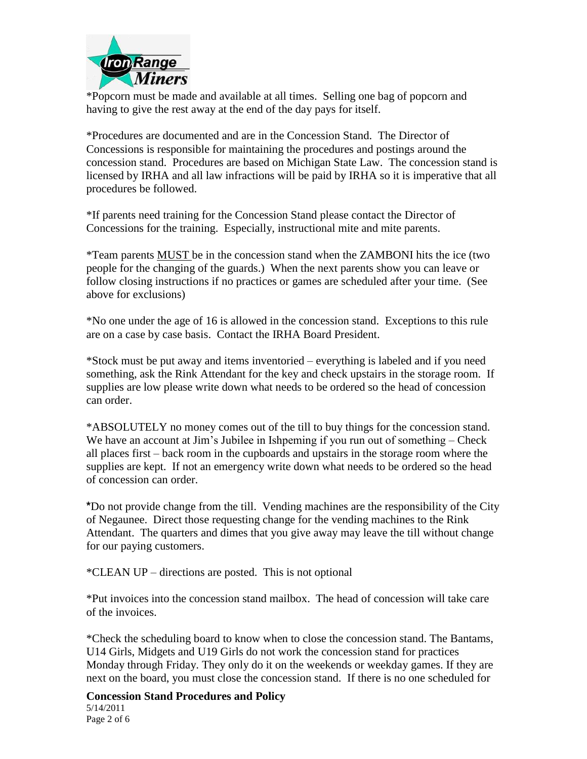*Popcorn must be made and available at all times. Selling one bag of popcorn and having to give the rest away at the end of the day pays for itself.

*Procedures are documented and are in the Concession Stand. The Director of Concessions is responsible for maintaining the procedures and postings around the concession stand. Procedures are based on Michigan State Law. The concession stand is licensed by IRHA and all law infractions will be paid by IRHA so it is imperative that all procedures be followed.

*If parents need training for the Concession Stand please contact the Director of Concessions for the training. Especially, instructional mite and mite parents.

*Team parents <u>MUST</u> be in the concession stand when the ZAMBONI hits the ice (two people for the changing of the guards.) When the next parents show you can leave or follow closing instructions if no practices or games are scheduled after your time. (See above for exclusions)

*No one under the age of 16 is allowed in the concession stand. Exceptions to this rule are on a case by case basis. Contact the IRHA Board President.

*Stock must be put away and items inventoried – everything is labeled and if you need something, ask the Rink Attendant for the key and check upstairs in the storage room. If supplies are low please write down what needs to be ordered so the head of concession can order.

*ABSOLUTELY no money comes out of the till to buy things for the concession stand. We have an account at Jim's Jubilee in Ishpeming if you run out of something – Check all places first – back room in the cupboards and upstairs in the storage room where the supplies are kept. If not an emergency write down what needs to be ordered so the head of concession can order.

*Do not provide change from the till. Vending machines are the responsibility of the City of Negaunee. Direct those requesting change for the vending machines to the Rink Attendant. The quarters and dimes that you give away may leave the till without change for our paying customers.

*CLEAN UP – directions are posted. This is not optional

*Put invoices into the concession stand mailbox. The head of concession will take care of the invoices.

*Check the scheduling board to know when to close the concession stand. The Bantams, U14 Girls, Midgets and U19 Girls do not work the concession stand for practices Monday through Friday. They only do it on the weekends or weekday games. If they are next on the board, you must close the concession stand. If there is no one scheduled for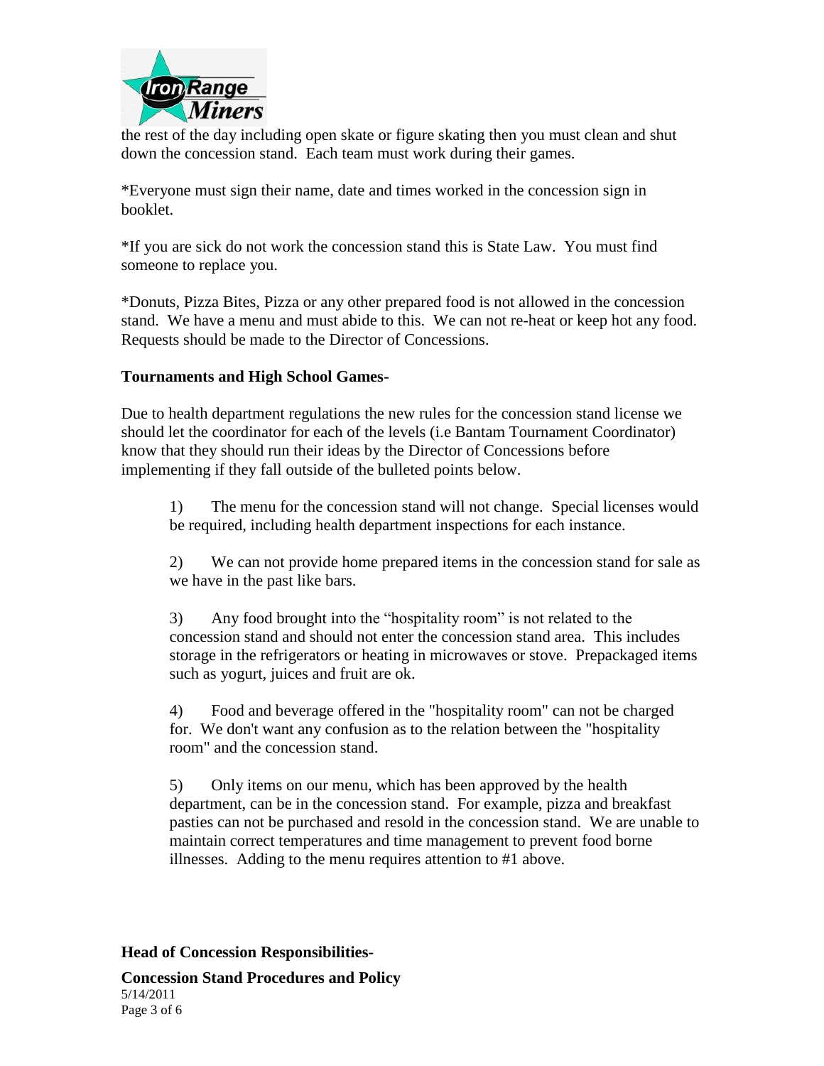the rest of the day including open skate or figure skating then you must clean and shut down the concession stand. Each team must work during their games.

*Everyone must sign their name, date and times worked in the concession sign in booklet.

*If you are sick do not work the concession stand this is State Law. You must find someone to replace you.

*Donuts, Pizza Bites, Pizza or any other prepared food is not allowed in the concession stand. We have a menu and must abide to this. We can not re-heat or keep hot any food. Requests should be made to the Director of Concessions.

**Tournaments and High School Games-**

Due to health department regulations the new rules for the concession stand license we should let the coordinator for each of the levels (i.e Bantam Tournament Coordinator) know that they should run their ideas by the Director of Concessions before implementing if they fall outside of the bulleted points below.

1) The menu for the concession stand will not change. Special licenses would be required, including health department inspections for each instance.

2) We can not provide home prepared items in the concession stand for sale as we have in the past like bars.

3) Any food brought into the "hospitality room" is not related to the concession stand and should not enter the concession stand area. This includes storage in the refrigerators or heating in microwaves or stove. Prepackaged items such as yogurt, juices and fruit are ok.

4) Food and beverage offered in the "hospitality room" can not be charged for. We don't want any confusion as to the relation between the "hospitality room" and the concession stand.

5) Only items on our menu, which has been approved by the health department, can be in the concession stand. For example, pizza and breakfast pasties can not be purchased and resold in the concession stand. We are unable to maintain correct temperatures and time management to prevent food borne illnesses. Adding to the menu requires attention to #1 above.

**Head of Concession Responsibilities-**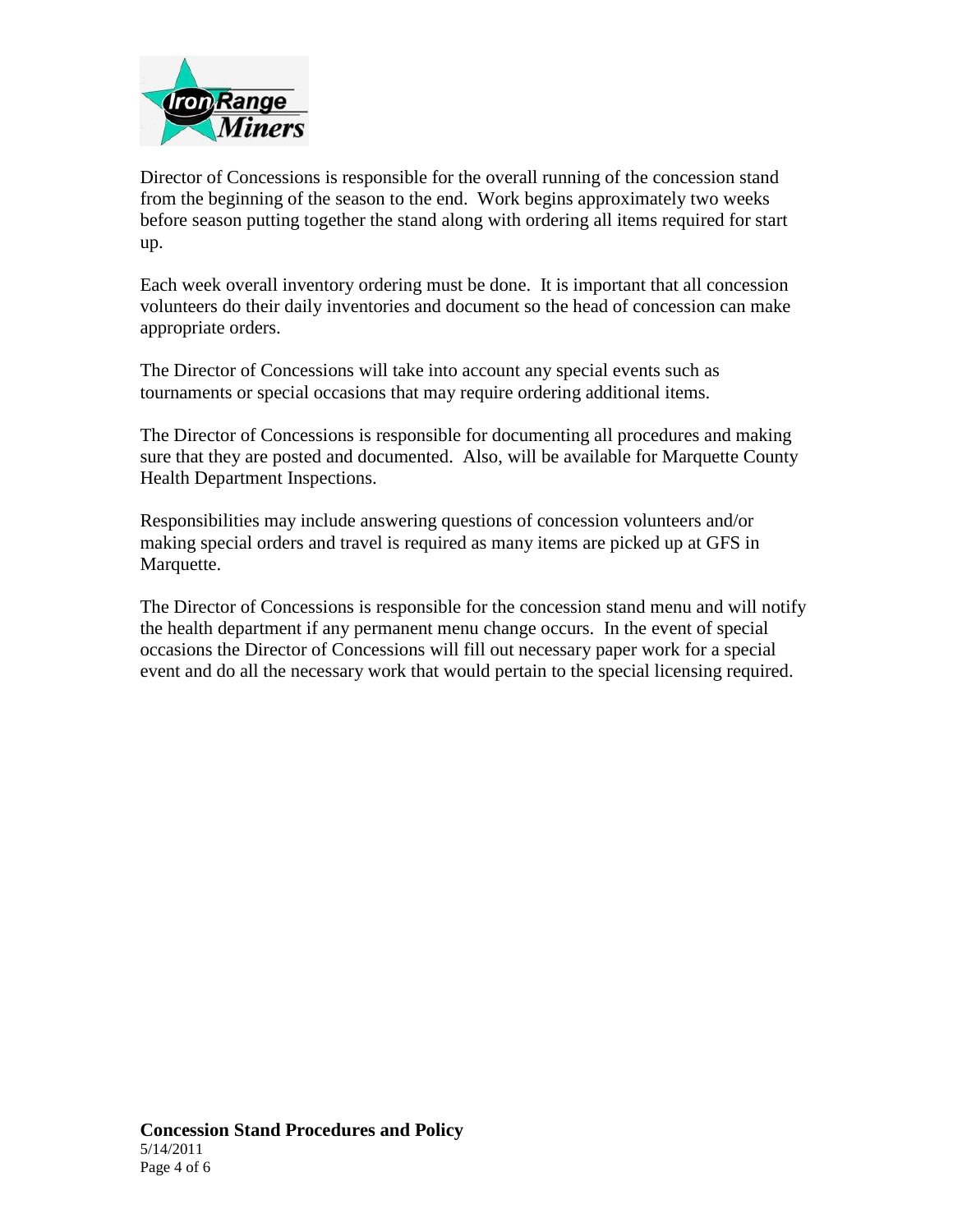Director of Concessions is responsible for the overall running of the concession stand from the beginning of the season to the end. Work begins approximately two weeks before season putting together the stand along with ordering all items required for start up.

Each week overall inventory ordering must be done. It is important that all concession volunteers do their daily inventories and document so the head of concession can make appropriate orders.

The Director of Concessions will take into account any special events such as tournaments or special occasions that may require ordering additional items.

The Director of Concessions is responsible for documenting all procedures and making sure that they are posted and documented. Also, will be available for Marquette County Health Department Inspections.

Responsibilities may include answering questions of concession volunteers and/or making special orders and travel is required as many items are picked up at GFS in Marquette.

The Director of Concessions is responsible for the concession stand menu and will notify the health department if any permanent menu change occurs. In the event of special occasions the Director of Concessions will fill out necessary paper work for a special event and do all the necessary work that would pertain to the special licensing required.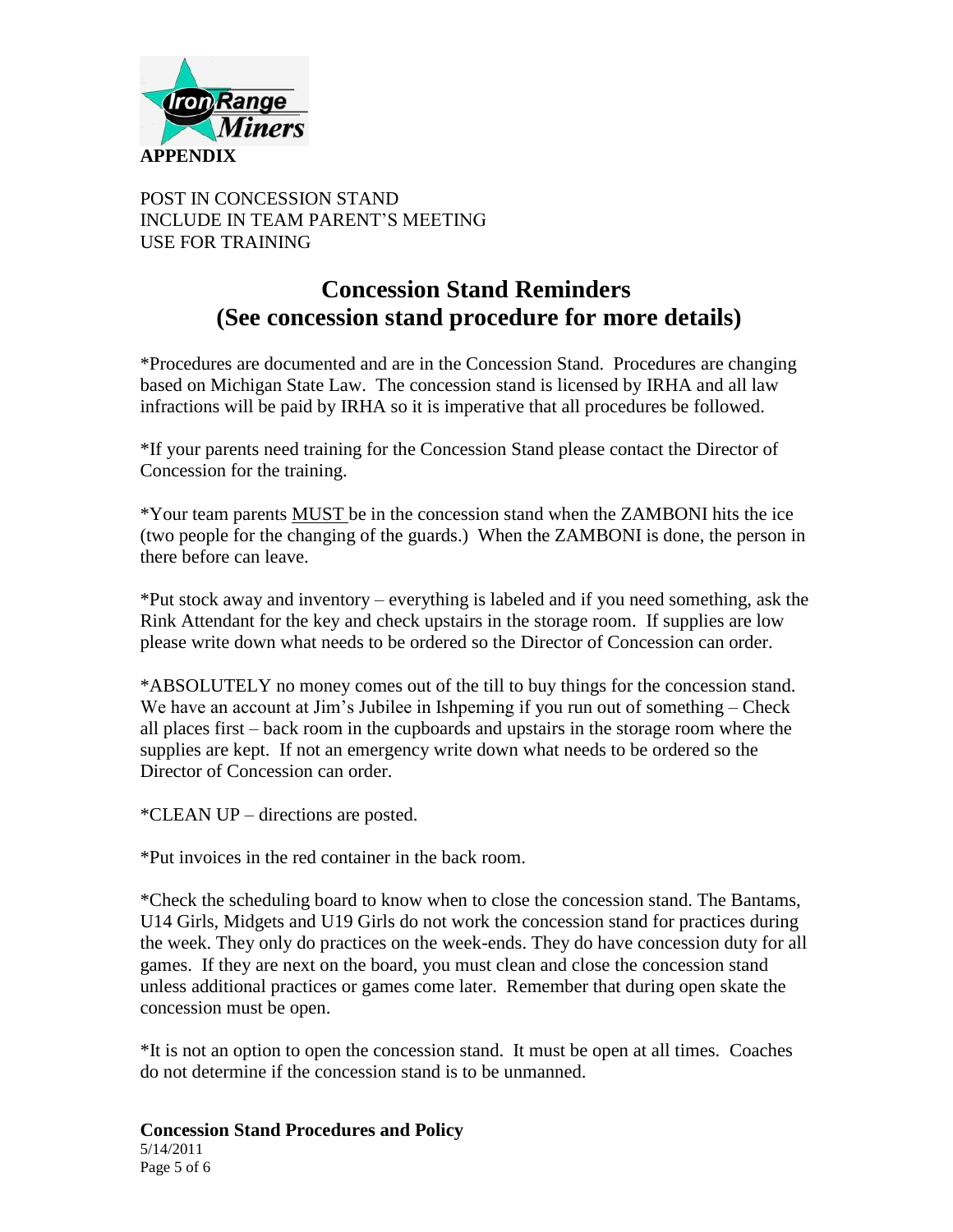**APPENDIX**

POST IN CONCESSION STAND
INCLUDE IN TEAM PARENT'S MEETING
USE FOR TRAINING

# Concession Stand Reminders
# (See concession stand procedure for more details)

*Procedures are documented and are in the Concession Stand. Procedures are changing based on Michigan State Law. The concession stand is licensed by IRHA and all law infractions will be paid by IRHA so it is imperative that all procedures be followed.

*If your parents need training for the Concession Stand please contact the Director of Concession for the training.

*Your team parents <u>MUST</u> be in the concession stand when the ZAMBONI hits the ice (two people for the changing of the guards.) When the ZAMBONI is done, the person in there before can leave.

*Put stock away and inventory – everything is labeled and if you need something, ask the Rink Attendant for the key and check upstairs in the storage room. If supplies are low please write down what needs to be ordered so the Director of Concession can order.

*ABSOLUTELY no money comes out of the till to buy things for the concession stand. We have an account at Jim's Jubilee in Ishpeming if you run out of something – Check all places first – back room in the cupboards and upstairs in the storage room where the supplies are kept. If not an emergency write down what needs to be ordered so the Director of Concession can order.

*CLEAN UP – directions are posted.

*Put invoices in the red container in the back room.

*Check the scheduling board to know when to close the concession stand. The Bantams, U14 Girls, Midgets and U19 Girls do not work the concession stand for practices during the week. They only do practices on the week-ends. They do have concession duty for all games. If they are next on the board, you must clean and close the concession stand unless additional practices or games come later. Remember that during open skate the concession must be open.

*It is not an option to open the concession stand. It must be open at all times. Coaches do not determine if the concession stand is to be unmanned.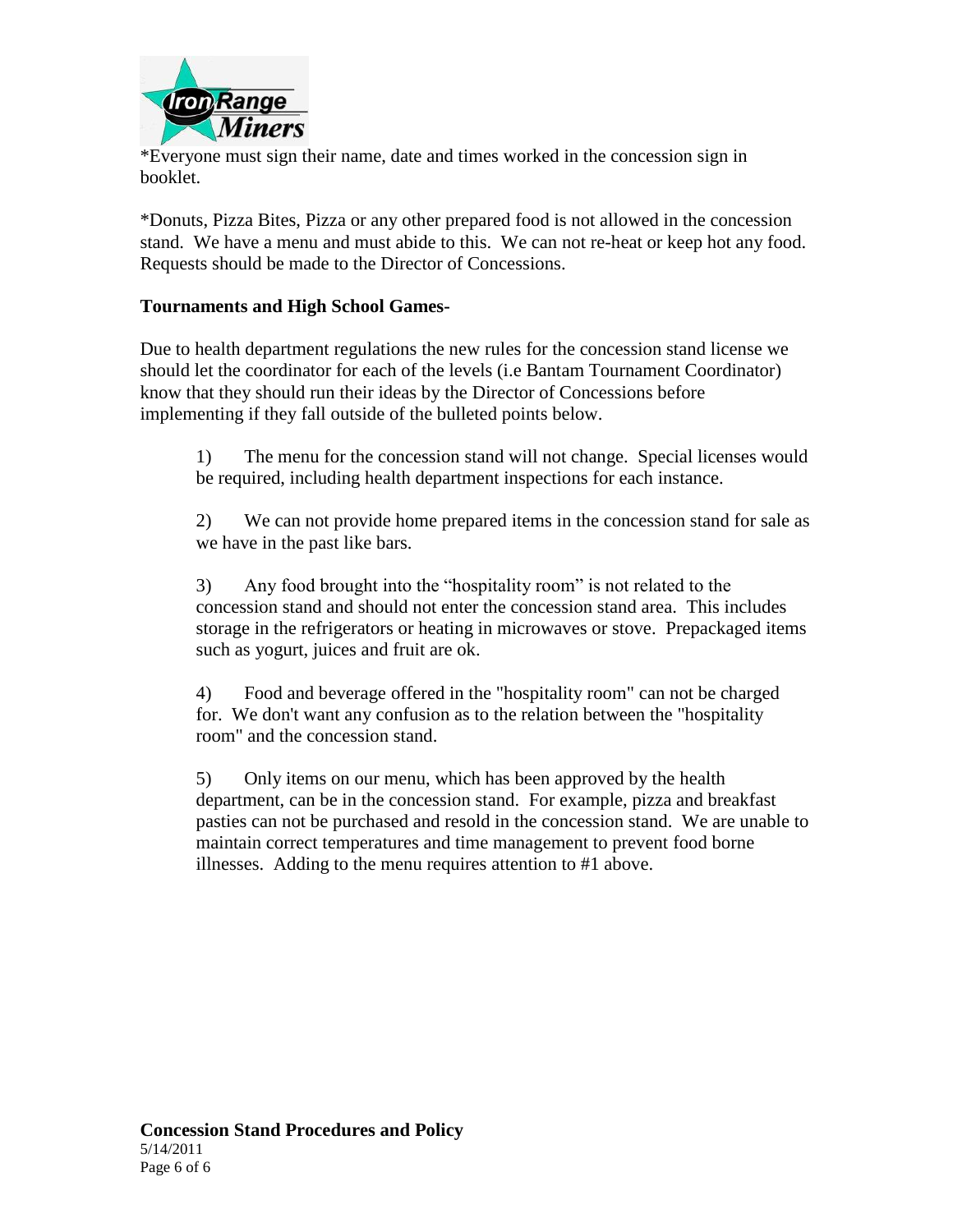*Everyone must sign their name, date and times worked in the concession sign in booklet.

*Donuts, Pizza Bites, Pizza or any other prepared food is not allowed in the concession stand. We have a menu and must abide to this. We can not re-heat or keep hot any food. Requests should be made to the Director of Concessions.

**Tournaments and High School Games-**

Due to health department regulations the new rules for the concession stand license we should let the coordinator for each of the levels (i.e Bantam Tournament Coordinator) know that they should run their ideas by the Director of Concessions before implementing if they fall outside of the bulleted points below.

1) The menu for the concession stand will not change. Special licenses would be required, including health department inspections for each instance.

2) We can not provide home prepared items in the concession stand for sale as we have in the past like bars.

3) Any food brought into the "hospitality room" is not related to the concession stand and should not enter the concession stand area. This includes storage in the refrigerators or heating in microwaves or stove. Prepackaged items such as yogurt, juices and fruit are ok.

4) Food and beverage offered in the "hospitality room" can not be charged for. We don't want any confusion as to the relation between the "hospitality room" and the concession stand.

5) Only items on our menu, which has been approved by the health department, can be in the concession stand. For example, pizza and breakfast pasties can not be purchased and resold in the concession stand. We are unable to maintain correct temperatures and time management to prevent food borne illnesses. Adding to the menu requires attention to #1 above.